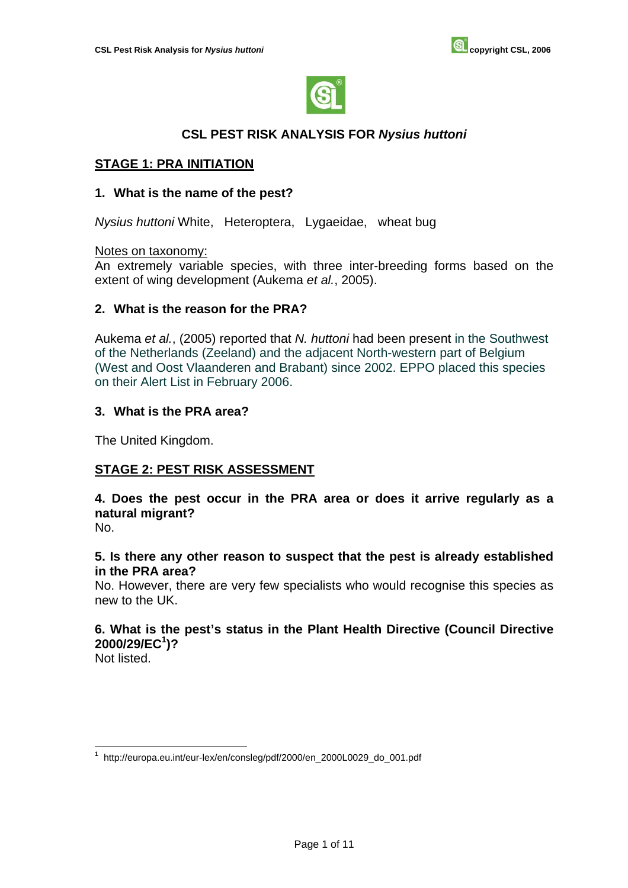# CSL PEST RISK ANALYSIS FOR *Nysius huttoni*

## STAGE 1: PRA INITIATION

### 1. What is the name of the pest?

*Nysius huttoni* White, Heteroptera, Lygaeidae, wheat bug

Notes on taxonomy:
An extremely variable species, with three inter-breeding forms based on the extent of wing development (Aukema *et al.*, 2005).

### 2. What is the reason for the PRA?

Aukema *et al.*, (2005) reported that *N. huttoni* had been present in the Southwest of the Netherlands (Zeeland) and the adjacent North-western part of Belgium (West and Oost Vlaanderen and Brabant) since 2002. EPPO placed this species on their Alert List in February 2006.

### 3. What is the PRA area?

The United Kingdom.

## STAGE 2: PEST RISK ASSESSMENT

### 4. Does the pest occur in the PRA area or does it arrive regularly as a natural migrant?

No.

### 5. Is there any other reason to suspect that the pest is already established in the PRA area?

No. However, there are very few specialists who would recognise this species as new to the UK.

### 6. What is the pest's status in the Plant Health Directive (Council Directive 2000/29/EC[1])?

Not listed.

[1] http://europa.eu.int/eur-lex/en/consleg/pdf/2000/en_2000L0029_do_001.pdf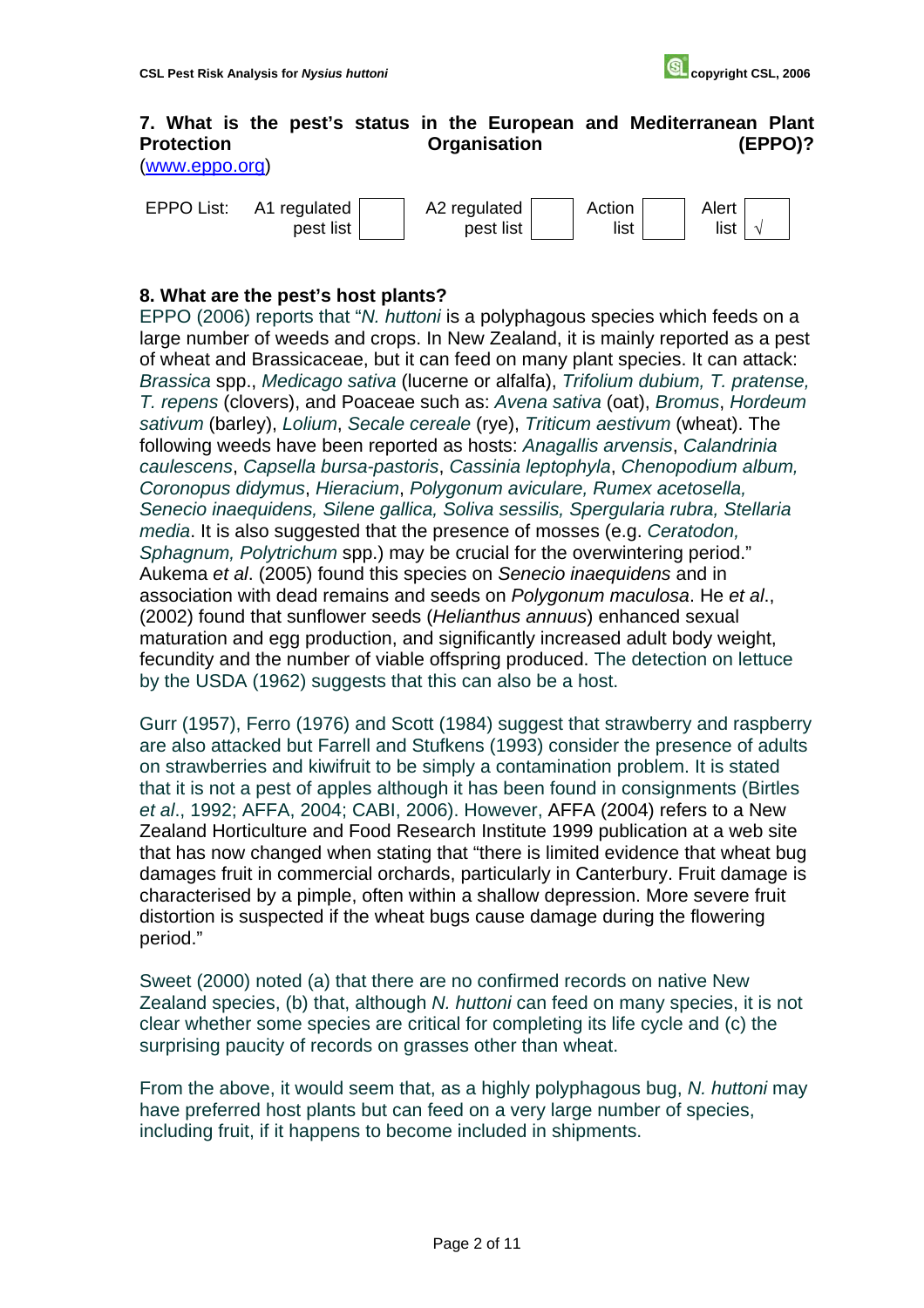## 7. What is the pest's status in the European and Mediterranean Plant Protection Organisation (EPPO)?

(www.eppo.org)

| EPPO List: | A1 regulated pest list | | A2 regulated pest list | | Action list | | Alert list | √ |
|---|---|---|---|---|---|---|---|---|

## 8. What are the pest's host plants?

EPPO (2006) reports that "*N. huttoni* is a polyphagous species which feeds on a large number of weeds and crops. In New Zealand, it is mainly reported as a pest of wheat and Brassicaceae, but it can feed on many plant species. It can attack: *Brassica* spp., *Medicago sativa* (lucerne or alfalfa), *Trifolium dubium, T. pratense, T. repens* (clovers), and Poaceae such as: *Avena sativa* (oat), *Bromus*, *Hordeum sativum* (barley), *Lolium*, *Secale cereale* (rye), *Triticum aestivum* (wheat). The following weeds have been reported as hosts: *Anagallis arvensis*, *Calandrinia caulescens*, *Capsella bursa-pastoris*, *Cassinia leptophyla*, *Chenopodium album, Coronopus didymus*, *Hieracium*, *Polygonum aviculare, Rumex acetosella, Senecio inaequidens, Silene gallica, Soliva sessilis, Spergularia rubra, Stellaria media*. It is also suggested that the presence of mosses (e.g. *Ceratodon, Sphagnum, Polytrichum* spp.) may be crucial for the overwintering period." Aukema *et al*. (2005) found this species on *Senecio inaequidens* and in association with dead remains and seeds on *Polygonum maculosa*. He *et al*., (2002) found that sunflower seeds (*Helianthus annuus*) enhanced sexual maturation and egg production, and significantly increased adult body weight, fecundity and the number of viable offspring produced. The detection on lettuce by the USDA (1962) suggests that this can also be a host.

Gurr (1957), Ferro (1976) and Scott (1984) suggest that strawberry and raspberry are also attacked but Farrell and Stufkens (1993) consider the presence of adults on strawberries and kiwifruit to be simply a contamination problem. It is stated that it is not a pest of apples although it has been found in consignments (Birtles *et al*., 1992; AFFA, 2004; CABI, 2006). However, AFFA (2004) refers to a New Zealand Horticulture and Food Research Institute 1999 publication at a web site that has now changed when stating that "there is limited evidence that wheat bug damages fruit in commercial orchards, particularly in Canterbury. Fruit damage is characterised by a pimple, often within a shallow depression. More severe fruit distortion is suspected if the wheat bugs cause damage during the flowering period."

Sweet (2000) noted (a) that there are no confirmed records on native New Zealand species, (b) that, although *N. huttoni* can feed on many species, it is not clear whether some species are critical for completing its life cycle and (c) the surprising paucity of records on grasses other than wheat.

From the above, it would seem that, as a highly polyphagous bug, *N. huttoni* may have preferred host plants but can feed on a very large number of species, including fruit, if it happens to become included in shipments.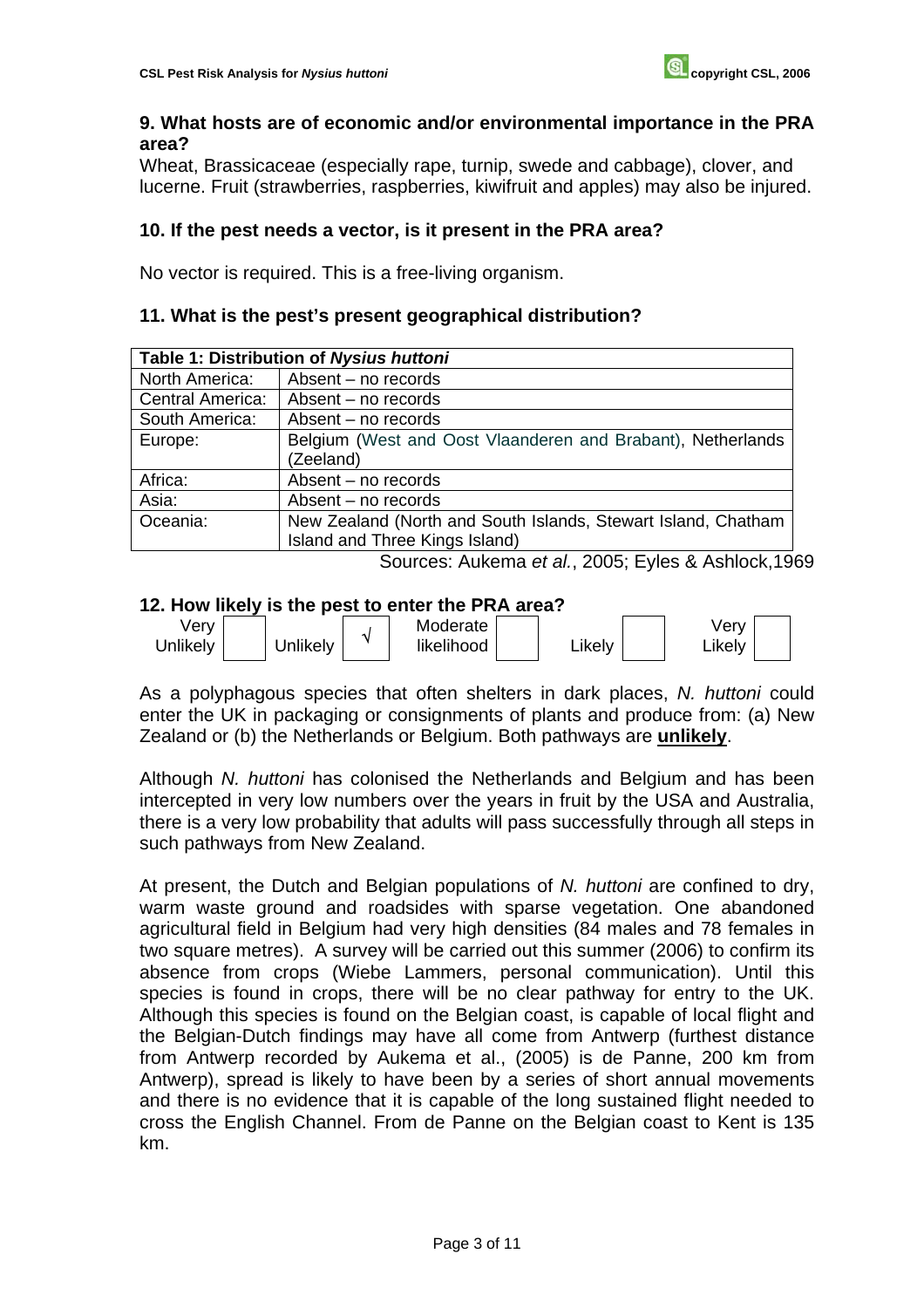### 9. What hosts are of economic and/or environmental importance in the PRA area?

Wheat, Brassicaceae (especially rape, turnip, swede and cabbage), clover, and lucerne. Fruit (strawberries, raspberries, kiwifruit and apples) may also be injured.

### 10. If the pest needs a vector, is it present in the PRA area?

No vector is required. This is a free-living organism.

### 11. What is the pest's present geographical distribution?

| Table 1: Distribution of *Nysius huttoni* | |
|---|---|
| North America: | Absent – no records |
| Central America: | Absent – no records |
| South America: | Absent – no records |
| Europe: | Belgium (West and Oost Vlaanderen and Brabant), Netherlands (Zeeland) |
| Africa: | Absent – no records |
| Asia: | Absent – no records |
| Oceania: | New Zealand (North and South Islands, Stewart Island, Chatham Island and Three Kings Island) |

Sources: Aukema *et al.*, 2005; Eyles & Ashlock,1969

### 12. How likely is the pest to enter the PRA area?

| Very Unlikely | | Unlikely | √ | Moderate likelihood | | Likely | | Very Likely | |
|---|---|---|---|---|---|---|---|---|---|

As a polyphagous species that often shelters in dark places, *N. huttoni* could enter the UK in packaging or consignments of plants and produce from: (a) New Zealand or (b) the Netherlands or Belgium. Both pathways are **unlikely**.

Although *N. huttoni* has colonised the Netherlands and Belgium and has been intercepted in very low numbers over the years in fruit by the USA and Australia, there is a very low probability that adults will pass successfully through all steps in such pathways from New Zealand.

At present, the Dutch and Belgian populations of *N. huttoni* are confined to dry, warm waste ground and roadsides with sparse vegetation. One abandoned agricultural field in Belgium had very high densities (84 males and 78 females in two square metres). A survey will be carried out this summer (2006) to confirm its absence from crops (Wiebe Lammers, personal communication). Until this species is found in crops, there will be no clear pathway for entry to the UK. Although this species is found on the Belgian coast, is capable of local flight and the Belgian-Dutch findings may have all come from Antwerp (furthest distance from Antwerp recorded by Aukema et al., (2005) is de Panne, 200 km from Antwerp), spread is likely to have been by a series of short annual movements and there is no evidence that it is capable of the long sustained flight needed to cross the English Channel. From de Panne on the Belgian coast to Kent is 135 km.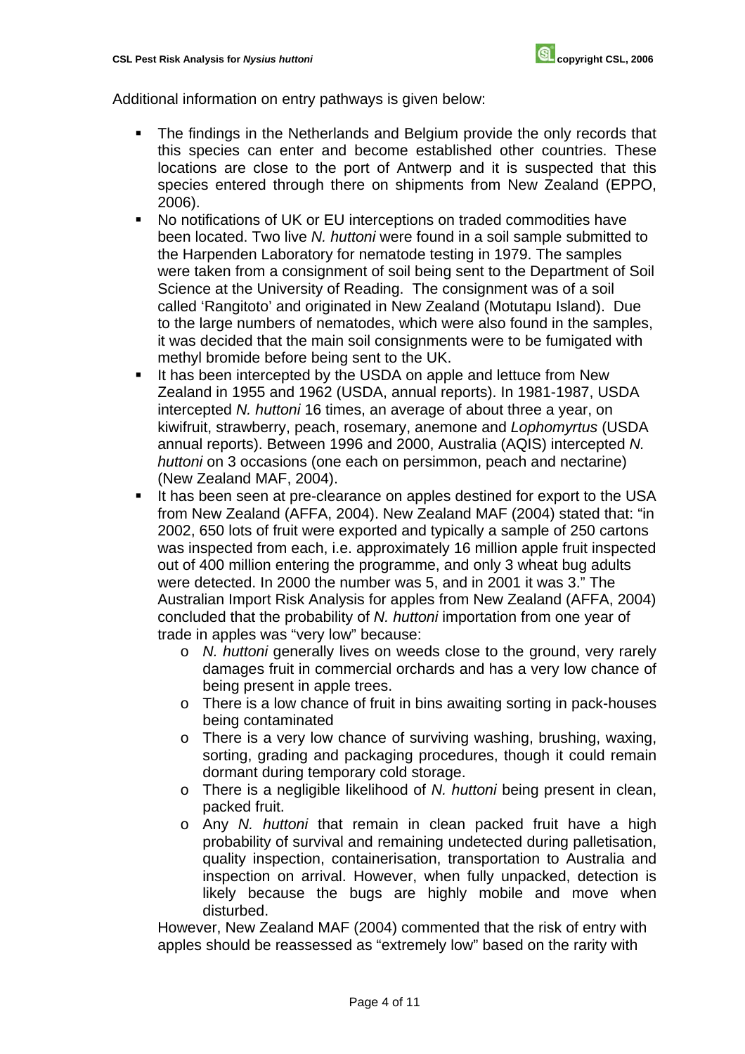Additional information on entry pathways is given below:

- The findings in the Netherlands and Belgium provide the only records that this species can enter and become established other countries. These locations are close to the port of Antwerp and it is suspected that this species entered through there on shipments from New Zealand (EPPO, 2006).
- No notifications of UK or EU interceptions on traded commodities have been located. Two live *N. huttoni* were found in a soil sample submitted to the Harpenden Laboratory for nematode testing in 1979. The samples were taken from a consignment of soil being sent to the Department of Soil Science at the University of Reading. The consignment was of a soil called 'Rangitoto' and originated in New Zealand (Motutapu Island). Due to the large numbers of nematodes, which were also found in the samples, it was decided that the main soil consignments were to be fumigated with methyl bromide before being sent to the UK.
- It has been intercepted by the USDA on apple and lettuce from New Zealand in 1955 and 1962 (USDA, annual reports). In 1981-1987, USDA intercepted *N. huttoni* 16 times, an average of about three a year, on kiwifruit, strawberry, peach, rosemary, anemone and *Lophomyrtus* (USDA annual reports). Between 1996 and 2000, Australia (AQIS) intercepted *N. huttoni* on 3 occasions (one each on persimmon, peach and nectarine) (New Zealand MAF, 2004).
- It has been seen at pre-clearance on apples destined for export to the USA from New Zealand (AFFA, 2004). New Zealand MAF (2004) stated that: "in 2002, 650 lots of fruit were exported and typically a sample of 250 cartons was inspected from each, i.e. approximately 16 million apple fruit inspected out of 400 million entering the programme, and only 3 wheat bug adults were detected. In 2000 the number was 5, and in 2001 it was 3." The Australian Import Risk Analysis for apples from New Zealand (AFFA, 2004) concluded that the probability of *N. huttoni* importation from one year of trade in apples was "very low" because:
    - *N. huttoni* generally lives on weeds close to the ground, very rarely damages fruit in commercial orchards and has a very low chance of being present in apple trees.
    - There is a low chance of fruit in bins awaiting sorting in pack-houses being contaminated
    - There is a very low chance of surviving washing, brushing, waxing, sorting, grading and packaging procedures, though it could remain dormant during temporary cold storage.
    - There is a negligible likelihood of *N. huttoni* being present in clean, packed fruit.
    - Any *N. huttoni* that remain in clean packed fruit have a high probability of survival and remaining undetected during palletisation, quality inspection, containerisation, transportation to Australia and inspection on arrival. However, when fully unpacked, detection is likely because the bugs are highly mobile and move when disturbed.

  However, New Zealand MAF (2004) commented that the risk of entry with apples should be reassessed as "extremely low" based on the rarity with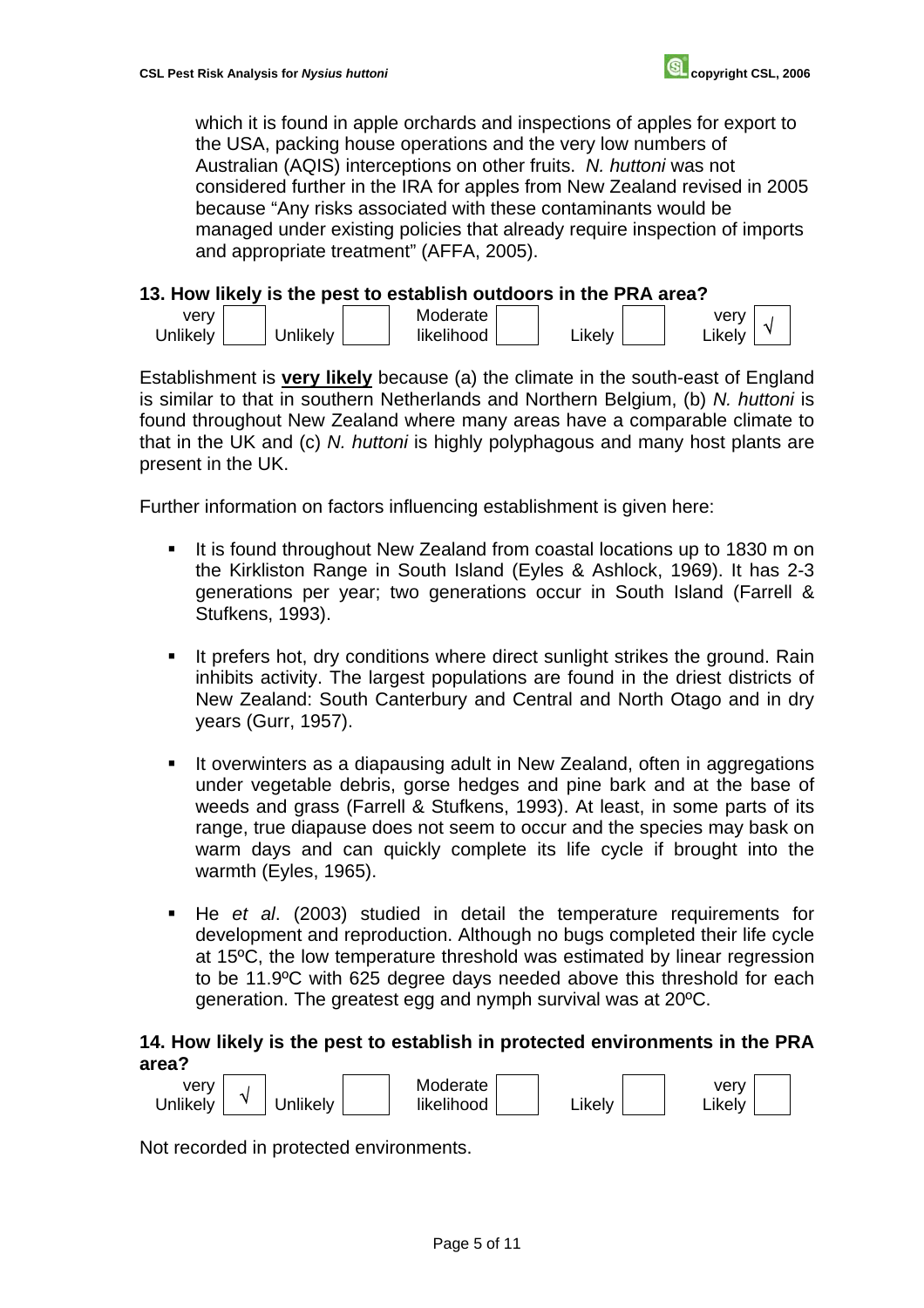which it is found in apple orchards and inspections of apples for export to the USA, packing house operations and the very low numbers of Australian (AQIS) interceptions on other fruits. *N. huttoni* was not considered further in the IRA for apples from New Zealand revised in 2005 because "Any risks associated with these contaminants would be managed under existing policies that already require inspection of imports and appropriate treatment" (AFFA, 2005).

**13. How likely is the pest to establish outdoors in the PRA area?**

| very Unlikely | Unlikely | Moderate likelihood | Likely | very Likely |
|---|---|---|---|---|
| | | | | √ |

Establishment is **very likely** because (a) the climate in the south-east of England is similar to that in southern Netherlands and Northern Belgium, (b) *N. huttoni* is found throughout New Zealand where many areas have a comparable climate to that in the UK and (c) *N. huttoni* is highly polyphagous and many host plants are present in the UK.

Further information on factors influencing establishment is given here:

- It is found throughout New Zealand from coastal locations up to 1830 m on the Kirkliston Range in South Island (Eyles & Ashlock, 1969). It has 2-3 generations per year; two generations occur in South Island (Farrell & Stufkens, 1993).
- It prefers hot, dry conditions where direct sunlight strikes the ground. Rain inhibits activity. The largest populations are found in the driest districts of New Zealand: South Canterbury and Central and North Otago and in dry years (Gurr, 1957).
- It overwinters as a diapausing adult in New Zealand, often in aggregations under vegetable debris, gorse hedges and pine bark and at the base of weeds and grass (Farrell & Stufkens, 1993). At least, in some parts of its range, true diapause does not seem to occur and the species may bask on warm days and can quickly complete its life cycle if brought into the warmth (Eyles, 1965).
- He *et al*. (2003) studied in detail the temperature requirements for development and reproduction. Although no bugs completed their life cycle at 15ºC, the low temperature threshold was estimated by linear regression to be 11.9ºC with 625 degree days needed above this threshold for each generation. The greatest egg and nymph survival was at 20ºC.

**14. How likely is the pest to establish in protected environments in the PRA area?**

| very Unlikely | Unlikely | Moderate likelihood | Likely | very Likely |
|---|---|---|---|---|
| √ | | | | |

Not recorded in protected environments.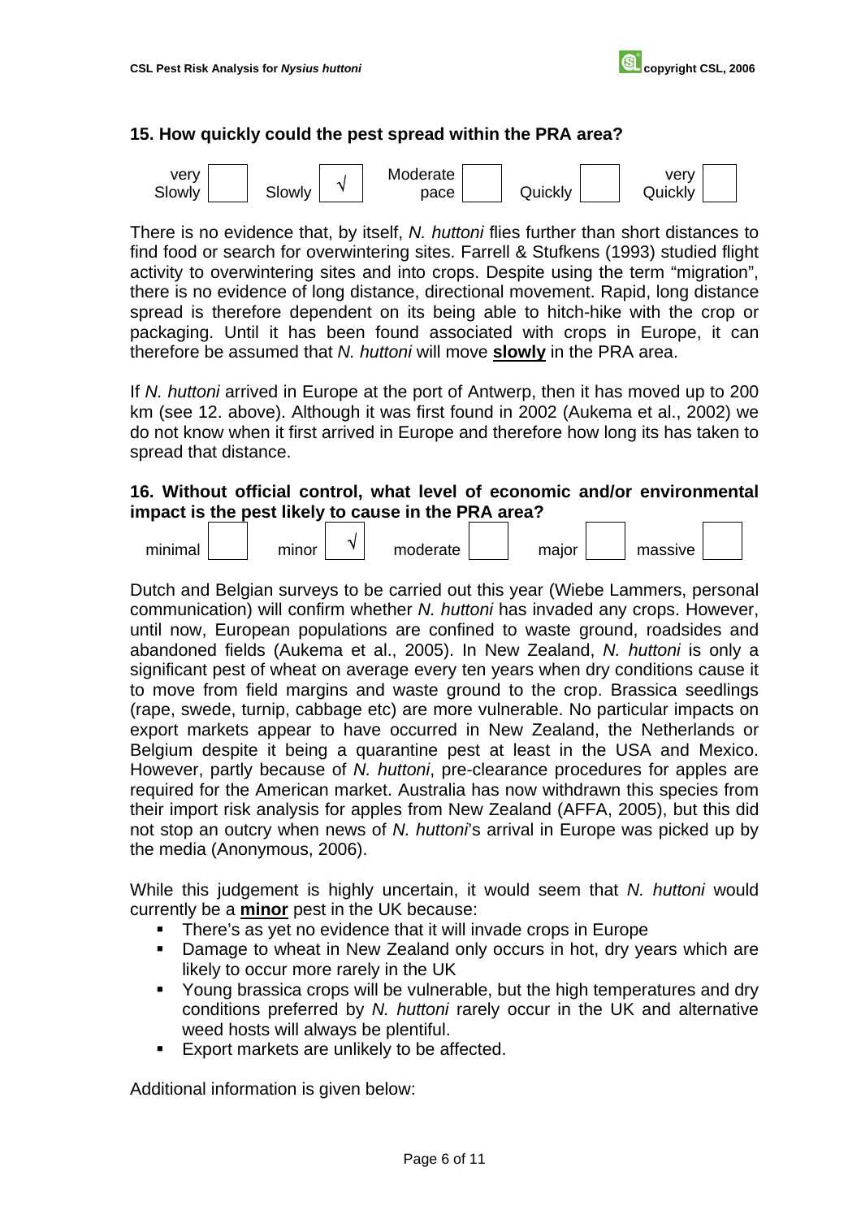### 15. How quickly could the pest spread within the PRA area?

| very Slowly | | Slowly | √ | Moderate pace | | Quickly | | very Quickly | |
|---|---|---|---|---|---|---|---|---|---|

There is no evidence that, by itself, *N. huttoni* flies further than short distances to find food or search for overwintering sites. Farrell & Stufkens (1993) studied flight activity to overwintering sites and into crops. Despite using the term "migration", there is no evidence of long distance, directional movement. Rapid, long distance spread is therefore dependent on its being able to hitch-hike with the crop or packaging. Until it has been found associated with crops in Europe, it can therefore be assumed that *N. huttoni* will move **slowly** in the PRA area.

If *N. huttoni* arrived in Europe at the port of Antwerp, then it has moved up to 200 km (see 12. above). Although it was first found in 2002 (Aukema et al., 2002) we do not know when it first arrived in Europe and therefore how long its has taken to spread that distance.

### 16. Without official control, what level of economic and/or environmental impact is the pest likely to cause in the PRA area?

| minimal | | minor | √ | moderate | | major | | massive | |
|---|---|---|---|---|---|---|---|---|---|

Dutch and Belgian surveys to be carried out this year (Wiebe Lammers, personal communication) will confirm whether *N. huttoni* has invaded any crops. However, until now, European populations are confined to waste ground, roadsides and abandoned fields (Aukema et al., 2005). In New Zealand, *N. huttoni* is only a significant pest of wheat on average every ten years when dry conditions cause it to move from field margins and waste ground to the crop. Brassica seedlings (rape, swede, turnip, cabbage etc) are more vulnerable. No particular impacts on export markets appear to have occurred in New Zealand, the Netherlands or Belgium despite it being a quarantine pest at least in the USA and Mexico. However, partly because of *N. huttoni*, pre-clearance procedures for apples are required for the American market. Australia has now withdrawn this species from their import risk analysis for apples from New Zealand (AFFA, 2005), but this did not stop an outcry when news of *N. huttoni*'s arrival in Europe was picked up by the media (Anonymous, 2006).

While this judgement is highly uncertain, it would seem that *N. huttoni* would currently be a **minor** pest in the UK because:

- There's as yet no evidence that it will invade crops in Europe
- Damage to wheat in New Zealand only occurs in hot, dry years which are likely to occur more rarely in the UK
- Young brassica crops will be vulnerable, but the high temperatures and dry conditions preferred by *N. huttoni* rarely occur in the UK and alternative weed hosts will always be plentiful.
- Export markets are unlikely to be affected.

Additional information is given below: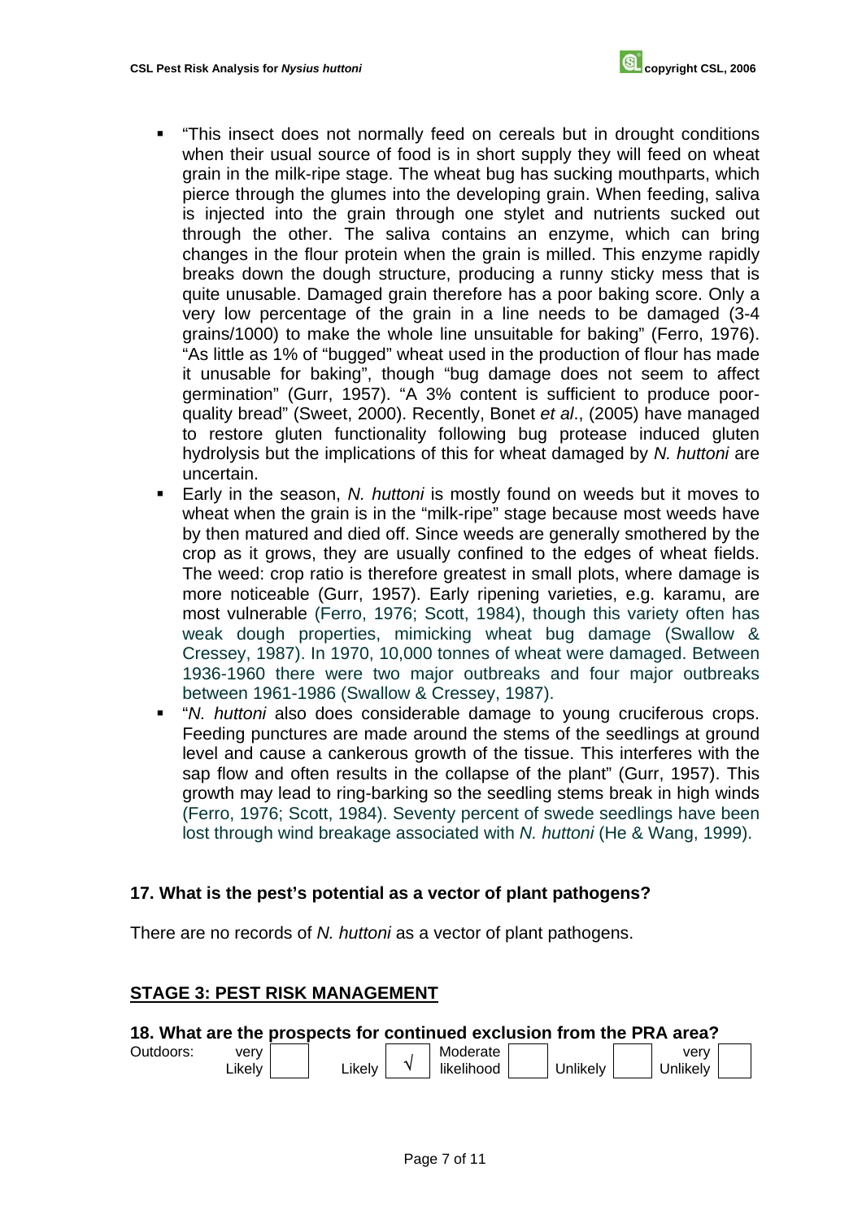- "This insect does not normally feed on cereals but in drought conditions when their usual source of food is in short supply they will feed on wheat grain in the milk-ripe stage. The wheat bug has sucking mouthparts, which pierce through the glumes into the developing grain. When feeding, saliva is injected into the grain through one stylet and nutrients sucked out through the other. The saliva contains an enzyme, which can bring changes in the flour protein when the grain is milled. This enzyme rapidly breaks down the dough structure, producing a runny sticky mess that is quite unusable. Damaged grain therefore has a poor baking score. Only a very low percentage of the grain in a line needs to be damaged (3-4 grains/1000) to make the whole line unsuitable for baking" (Ferro, 1976). "As little as 1% of "bugged" wheat used in the production of flour has made it unusable for baking", though "bug damage does not seem to affect germination" (Gurr, 1957). "A 3% content is sufficient to produce poor-quality bread" (Sweet, 2000). Recently, Bonet *et al*., (2005) have managed to restore gluten functionality following bug protease induced gluten hydrolysis but the implications of this for wheat damaged by *N. huttoni* are uncertain.
- Early in the season, *N. huttoni* is mostly found on weeds but it moves to wheat when the grain is in the "milk-ripe" stage because most weeds have by then matured and died off. Since weeds are generally smothered by the crop as it grows, they are usually confined to the edges of wheat fields. The weed: crop ratio is therefore greatest in small plots, where damage is more noticeable (Gurr, 1957). Early ripening varieties, e.g. karamu, are most vulnerable (Ferro, 1976; Scott, 1984), though this variety often has weak dough properties, mimicking wheat bug damage (Swallow & Cressey, 1987). In 1970, 10,000 tonnes of wheat were damaged. Between 1936-1960 there were two major outbreaks and four major outbreaks between 1961-1986 (Swallow & Cressey, 1987).
- "*N. huttoni* also does considerable damage to young cruciferous crops. Feeding punctures are made around the stems of the seedlings at ground level and cause a cankerous growth of the tissue. This interferes with the sap flow and often results in the collapse of the plant" (Gurr, 1957). This growth may lead to ring-barking so the seedling stems break in high winds (Ferro, 1976; Scott, 1984). Seventy percent of swede seedlings have been lost through wind breakage associated with *N. huttoni* (He & Wang, 1999).

**17. What is the pest's potential as a vector of plant pathogens?**

There are no records of *N. huttoni* as a vector of plant pathogens.

## STAGE 3: PEST RISK MANAGEMENT

**18. What are the prospects for continued exclusion from the PRA area?**

| Outdoors: | very Likely | | Likely | √ | Moderate likelihood | | Unlikely | | very Unlikely | |
|---|---|---|---|---|---|---|---|---|---|---|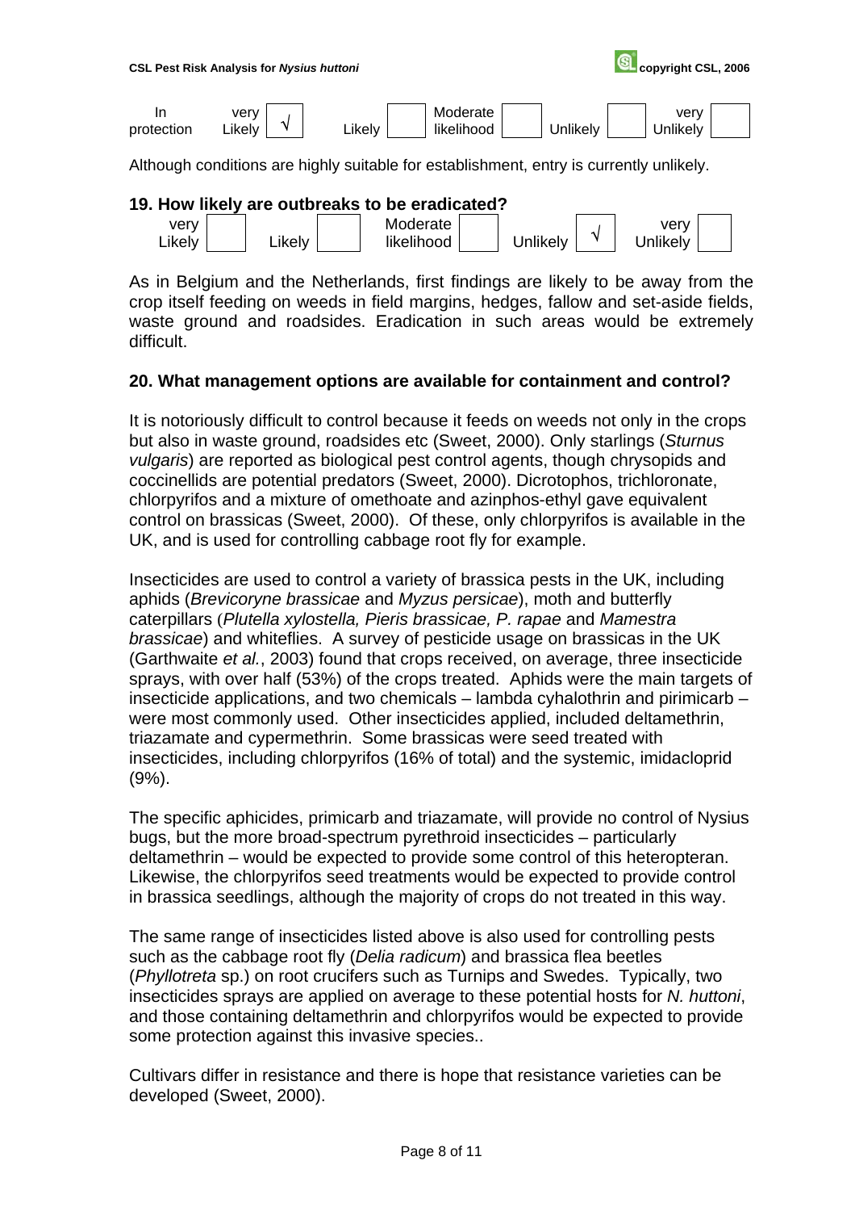| In protection | very Likely | √ | Likely | | Moderate likelihood | | Unlikely | | very Unlikely | |
|---|---|---|---|---|---|---|---|---|---|---|

Although conditions are highly suitable for establishment, entry is currently unlikely.

### 19. How likely are outbreaks to be eradicated?

| very Likely | | Likely | | Moderate likelihood | | Unlikely | √ | very Unlikely | |
|---|---|---|---|---|---|---|---|---|---|

As in Belgium and the Netherlands, first findings are likely to be away from the crop itself feeding on weeds in field margins, hedges, fallow and set-aside fields, waste ground and roadsides. Eradication in such areas would be extremely difficult.

### 20. What management options are available for containment and control?

It is notoriously difficult to control because it feeds on weeds not only in the crops but also in waste ground, roadsides etc (Sweet, 2000). Only starlings (*Sturnus vulgaris*) are reported as biological pest control agents, though chrysopids and coccinellids are potential predators (Sweet, 2000). Dicrotophos, trichloronate, chlorpyrifos and a mixture of omethoate and azinphos-ethyl gave equivalent control on brassicas (Sweet, 2000). Of these, only chlorpyrifos is available in the UK, and is used for controlling cabbage root fly for example.

Insecticides are used to control a variety of brassica pests in the UK, including aphids (*Brevicoryne brassicae* and *Myzus persicae*), moth and butterfly caterpillars (*Plutella xylostella, Pieris brassicae, P. rapae* and *Mamestra brassicae*) and whiteflies. A survey of pesticide usage on brassicas in the UK (Garthwaite *et al.*, 2003) found that crops received, on average, three insecticide sprays, with over half (53%) of the crops treated. Aphids were the main targets of insecticide applications, and two chemicals – lambda cyhalothrin and pirimicarb – were most commonly used. Other insecticides applied, included deltamethrin, triazamate and cypermethrin. Some brassicas were seed treated with insecticides, including chlorpyrifos (16% of total) and the systemic, imidacloprid (9%).

The specific aphicides, primicarb and triazamate, will provide no control of Nysius bugs, but the more broad-spectrum pyrethroid insecticides – particularly deltamethrin – would be expected to provide some control of this heteropteran. Likewise, the chlorpyrifos seed treatments would be expected to provide control in brassica seedlings, although the majority of crops do not treated in this way.

The same range of insecticides listed above is also used for controlling pests such as the cabbage root fly (*Delia radicum*) and brassica flea beetles (*Phyllotreta* sp.) on root crucifers such as Turnips and Swedes. Typically, two insecticides sprays are applied on average to these potential hosts for *N. huttoni*, and those containing deltamethrin and chlorpyrifos would be expected to provide some protection against this invasive species..

Cultivars differ in resistance and there is hope that resistance varieties can be developed (Sweet, 2000).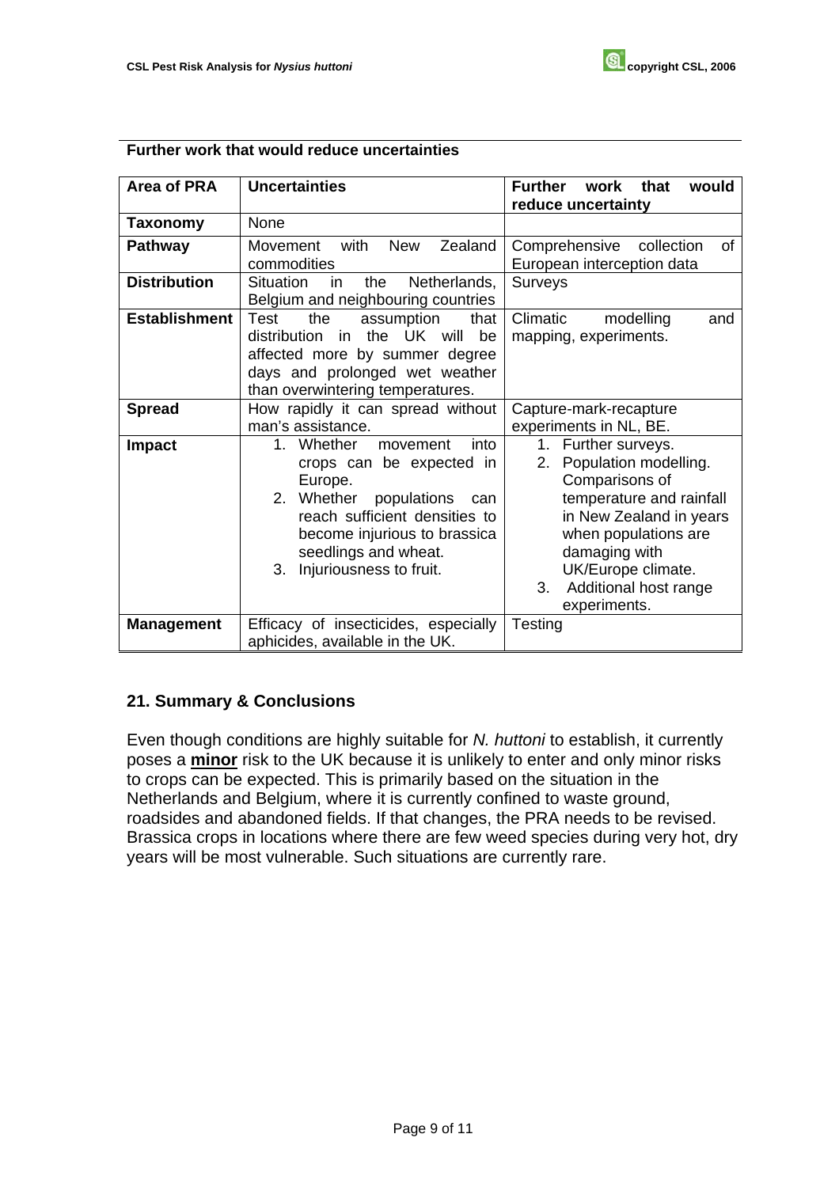**Further work that would reduce uncertainties**

| Area of PRA | Uncertainties | Further work that would reduce uncertainty |
|---|---|---|
| **Taxonomy** | None | |
| **Pathway** | Movement with New Zealand commodities | Comprehensive collection of European interception data |
| **Distribution** | Situation in the Netherlands, Belgium and neighbouring countries | Surveys |
| **Establishment** | Test the assumption that distribution in the UK will be affected more by summer degree days and prolonged wet weather than overwintering temperatures. | Climatic modelling and mapping, experiments. |
| **Spread** | How rapidly it can spread without man's assistance. | Capture-mark-recapture experiments in NL, BE. |
| **Impact** | 1. Whether movement into crops can be expected in Europe.<br>2. Whether populations can reach sufficient densities to become injurious to brassica seedlings and wheat.<br>3. Injuriousness to fruit. | 1. Further surveys.<br>2. Population modelling. Comparisons of temperature and rainfall in New Zealand in years when populations are damaging with UK/Europe climate.<br>3. Additional host range experiments. |
| **Management** | Efficacy of insecticides, especially aphicides, available in the UK. | Testing |

## 21. Summary & Conclusions

Even though conditions are highly suitable for *N. huttoni* to establish, it currently poses a **minor** risk to the UK because it is unlikely to enter and only minor risks to crops can be expected. This is primarily based on the situation in the Netherlands and Belgium, where it is currently confined to waste ground, roadsides and abandoned fields. If that changes, the PRA needs to be revised. Brassica crops in locations where there are few weed species during very hot, dry years will be most vulnerable. Such situations are currently rare.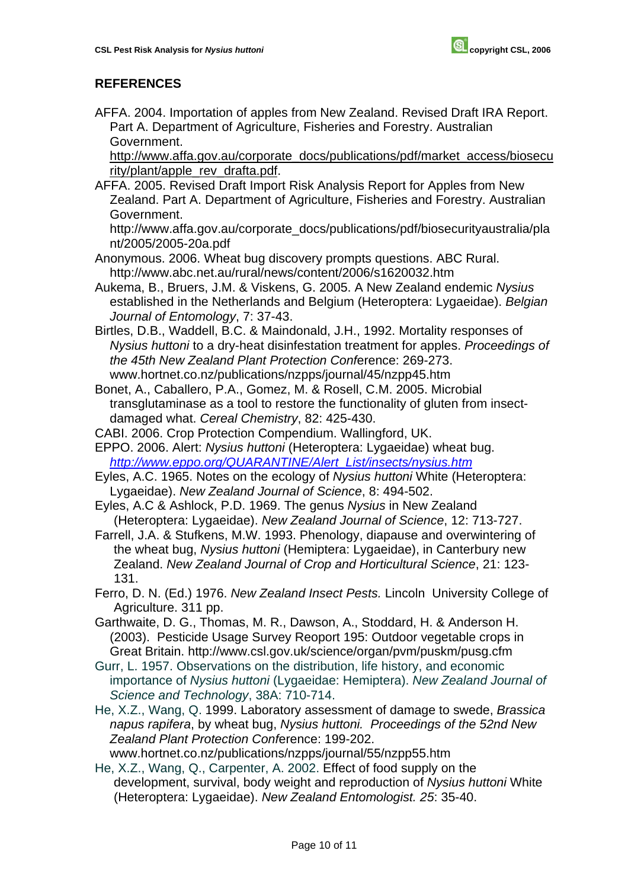## REFERENCES

AFFA. 2004. Importation of apples from New Zealand. Revised Draft IRA Report. Part A. Department of Agriculture, Fisheries and Forestry. Australian Government. http://www.affa.gov.au/corporate_docs/publications/pdf/market_access/biosecurity/plant/apple_rev_drafta.pdf.

AFFA. 2005. Revised Draft Import Risk Analysis Report for Apples from New Zealand. Part A. Department of Agriculture, Fisheries and Forestry. Australian Government. http://www.affa.gov.au/corporate_docs/publications/pdf/biosecurityaustralia/plant/2005/2005-20a.pdf

Anonymous. 2006. Wheat bug discovery prompts questions. ABC Rural. http://www.abc.net.au/rural/news/content/2006/s1620032.htm

Aukema, B., Bruers, J.M. & Viskens, G. 2005. A New Zealand endemic *Nysius* established in the Netherlands and Belgium (Heteroptera: Lygaeidae). *Belgian Journal of Entomology*, 7: 37-43.

Birtles, D.B., Waddell, B.C. & Maindonald, J.H., 1992. Mortality responses of *Nysius huttoni* to a dry-heat disinfestation treatment for apples. *Proceedings of the 45th New Zealand Plant Protection Conf*erence: 269-273. www.hortnet.co.nz/publications/nzpps/journal/45/nzpp45.htm

Bonet, A., Caballero, P.A., Gomez, M. & Rosell, C.M. 2005. Microbial transglutaminase as a tool to restore the functionality of gluten from insect-damaged what. *Cereal Chemistry*, 82: 425-430.

CABI. 2006. Crop Protection Compendium. Wallingford, UK.

EPPO. 2006. Alert: *Nysius huttoni* (Heteroptera: Lygaeidae) wheat bug. *http://www.eppo.org/QUARANTINE/Alert_List/insects/nysius.htm*

Eyles, A.C. 1965. Notes on the ecology of *Nysius huttoni* White (Heteroptera: Lygaeidae). *New Zealand Journal of Science*, 8: 494-502.

Eyles, A.C & Ashlock, P.D. 1969. The genus *Nysius* in New Zealand (Heteroptera: Lygaeidae). *New Zealand Journal of Science*, 12: 713-727.

Farrell, J.A. & Stufkens, M.W. 1993. Phenology, diapause and overwintering of the wheat bug, *Nysius huttoni* (Hemiptera: Lygaeidae), in Canterbury new Zealand. *New Zealand Journal of Crop and Horticultural Science*, 21: 123-131.

Ferro, D. N. (Ed.) 1976. *New Zealand Insect Pests.* Lincoln University College of Agriculture. 311 pp.

Garthwaite, D. G., Thomas, M. R., Dawson, A., Stoddard, H. & Anderson H. (2003). Pesticide Usage Survey Reoport 195: Outdoor vegetable crops in Great Britain. http://www.csl.gov.uk/science/organ/pvm/puskm/pusg.cfm

Gurr, L. 1957. Observations on the distribution, life history, and economic importance of *Nysius huttoni* (Lygaeidae: Hemiptera). *New Zealand Journal of Science and Technology*, 38A: 710-714.

He, X.Z., Wang, Q. 1999. Laboratory assessment of damage to swede, *Brassica napus rapifera*, by wheat bug, *Nysius huttoni. Proceedings of the 52nd New Zealand Plant Protection Conf*erence: 199-202. www.hortnet.co.nz/publications/nzpps/journal/55/nzpp55.htm

He, X.Z., Wang, Q., Carpenter, A. 2002. Effect of food supply on the development, survival, body weight and reproduction of *Nysius huttoni* White (Heteroptera: Lygaeidae). *New Zealand Entomologist. 25*: 35-40.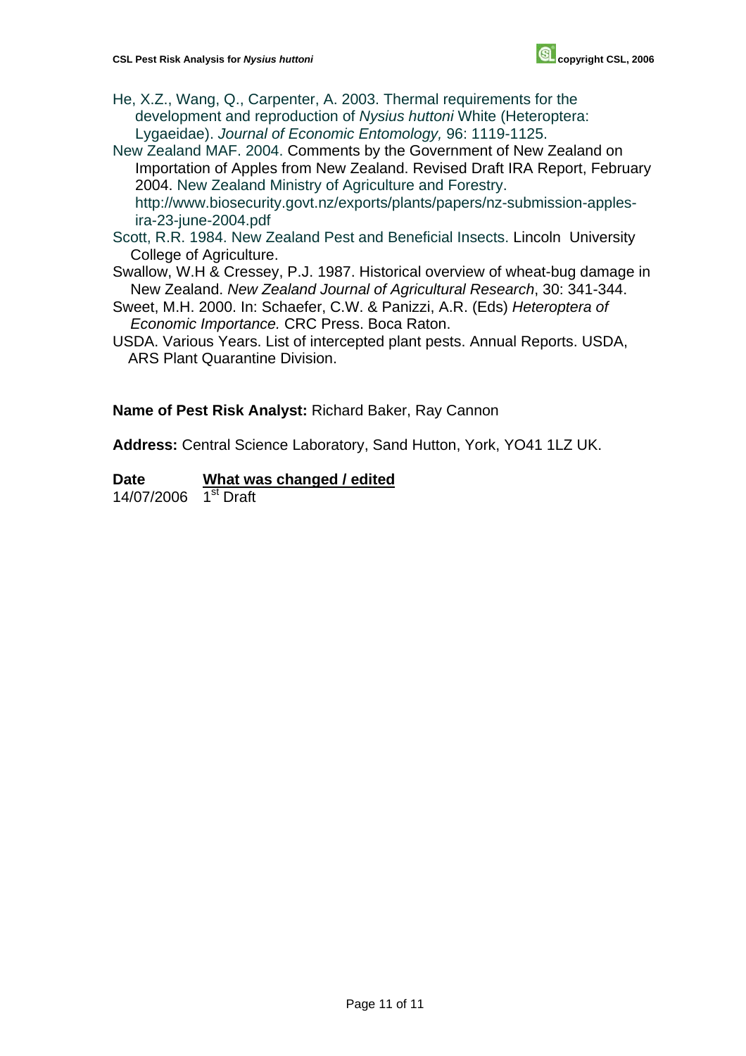He, X.Z., Wang, Q., Carpenter, A. 2003. Thermal requirements for the development and reproduction of *Nysius huttoni* White (Heteroptera: Lygaeidae). *Journal of Economic Entomology,* 96: 1119-1125.

New Zealand MAF. 2004. Comments by the Government of New Zealand on Importation of Apples from New Zealand. Revised Draft IRA Report, February 2004. New Zealand Ministry of Agriculture and Forestry. http://www.biosecurity.govt.nz/exports/plants/papers/nz-submission-apples-ira-23-june-2004.pdf

Scott, R.R. 1984. New Zealand Pest and Beneficial Insects. Lincoln University College of Agriculture.

Swallow, W.H & Cressey, P.J. 1987. Historical overview of wheat-bug damage in New Zealand. *New Zealand Journal of Agricultural Research*, 30: 341-344.

Sweet, M.H. 2000. In: Schaefer, C.W. & Panizzi, A.R. (Eds) *Heteroptera of Economic Importance.* CRC Press. Boca Raton.

USDA. Various Years. List of intercepted plant pests. Annual Reports. USDA, ARS Plant Quarantine Division.

**Name of Pest Risk Analyst:** Richard Baker, Ray Cannon

**Address:** Central Science Laboratory, Sand Hutton, York, YO41 1LZ UK.

| **Date** | **What was changed / edited** |
|---|---|
| 14/07/2006 | 1st Draft |